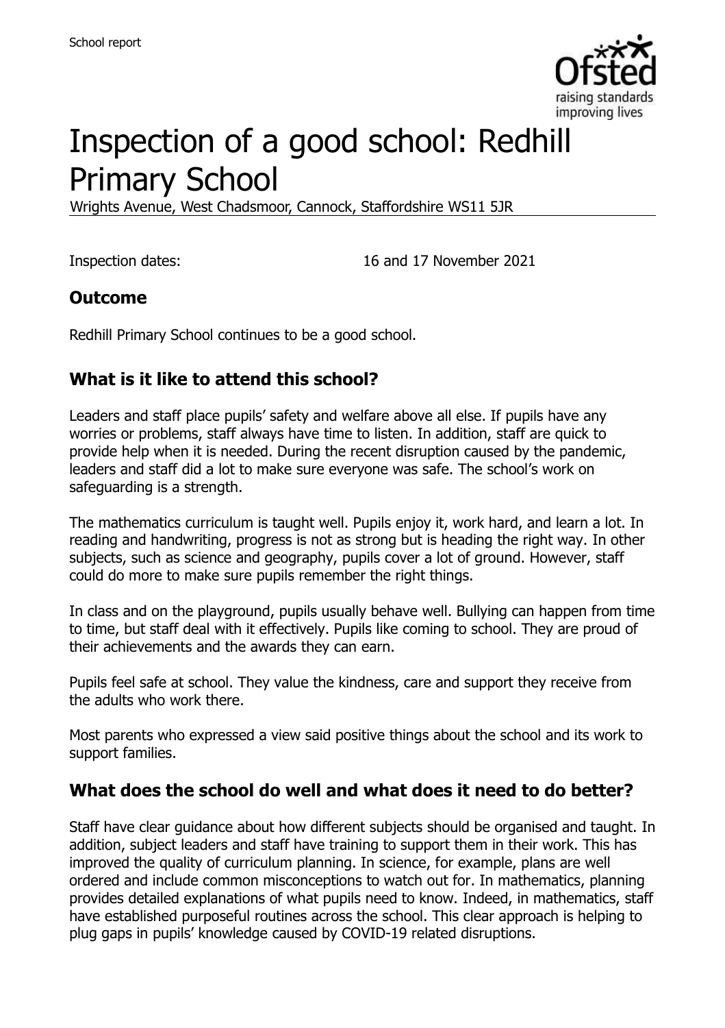School report

# Inspection of a good school: Redhill Primary School

Wrights Avenue, West Chadsmoor, Cannock, Staffordshire WS11 5JR

Inspection dates: 16 and 17 November 2021

## Outcome

Redhill Primary School continues to be a good school.

## What is it like to attend this school?

Leaders and staff place pupils' safety and welfare above all else. If pupils have any worries or problems, staff always have time to listen. In addition, staff are quick to provide help when it is needed. During the recent disruption caused by the pandemic, leaders and staff did a lot to make sure everyone was safe. The school's work on safeguarding is a strength.

The mathematics curriculum is taught well. Pupils enjoy it, work hard, and learn a lot. In reading and handwriting, progress is not as strong but is heading the right way. In other subjects, such as science and geography, pupils cover a lot of ground. However, staff could do more to make sure pupils remember the right things.

In class and on the playground, pupils usually behave well. Bullying can happen from time to time, but staff deal with it effectively. Pupils like coming to school. They are proud of their achievements and the awards they can earn.

Pupils feel safe at school. They value the kindness, care and support they receive from the adults who work there.

Most parents who expressed a view said positive things about the school and its work to support families.

## What does the school do well and what does it need to do better?

Staff have clear guidance about how different subjects should be organised and taught. In addition, subject leaders and staff have training to support them in their work. This has improved the quality of curriculum planning. In science, for example, plans are well ordered and include common misconceptions to watch out for. In mathematics, planning provides detailed explanations of what pupils need to know. Indeed, in mathematics, staff have established purposeful routines across the school. This clear approach is helping to plug gaps in pupils' knowledge caused by COVID-19 related disruptions.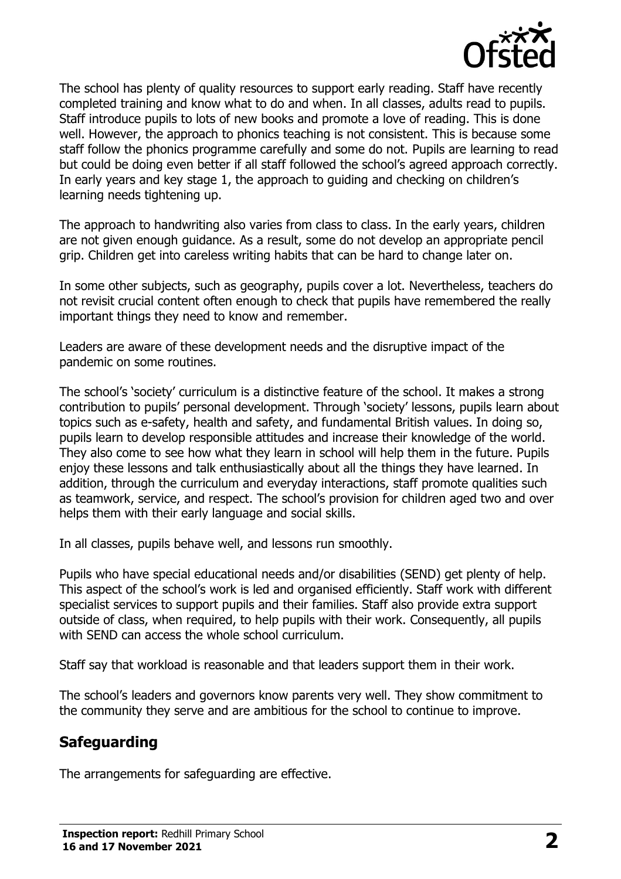The school has plenty of quality resources to support early reading. Staff have recently completed training and know what to do and when. In all classes, adults read to pupils. Staff introduce pupils to lots of new books and promote a love of reading. This is done well. However, the approach to phonics teaching is not consistent. This is because some staff follow the phonics programme carefully and some do not. Pupils are learning to read but could be doing even better if all staff followed the school's agreed approach correctly. In early years and key stage 1, the approach to guiding and checking on children's learning needs tightening up.

The approach to handwriting also varies from class to class. In the early years, children are not given enough guidance. As a result, some do not develop an appropriate pencil grip. Children get into careless writing habits that can be hard to change later on.

In some other subjects, such as geography, pupils cover a lot. Nevertheless, teachers do not revisit crucial content often enough to check that pupils have remembered the really important things they need to know and remember.

Leaders are aware of these development needs and the disruptive impact of the pandemic on some routines.

The school's 'society' curriculum is a distinctive feature of the school. It makes a strong contribution to pupils' personal development. Through 'society' lessons, pupils learn about topics such as e-safety, health and safety, and fundamental British values. In doing so, pupils learn to develop responsible attitudes and increase their knowledge of the world. They also come to see how what they learn in school will help them in the future. Pupils enjoy these lessons and talk enthusiastically about all the things they have learned. In addition, through the curriculum and everyday interactions, staff promote qualities such as teamwork, service, and respect. The school's provision for children aged two and over helps them with their early language and social skills.

In all classes, pupils behave well, and lessons run smoothly.

Pupils who have special educational needs and/or disabilities (SEND) get plenty of help. This aspect of the school's work is led and organised efficiently. Staff work with different specialist services to support pupils and their families. Staff also provide extra support outside of class, when required, to help pupils with their work. Consequently, all pupils with SEND can access the whole school curriculum.

Staff say that workload is reasonable and that leaders support them in their work.

The school's leaders and governors know parents very well. They show commitment to the community they serve and are ambitious for the school to continue to improve.

## Safeguarding

The arrangements for safeguarding are effective.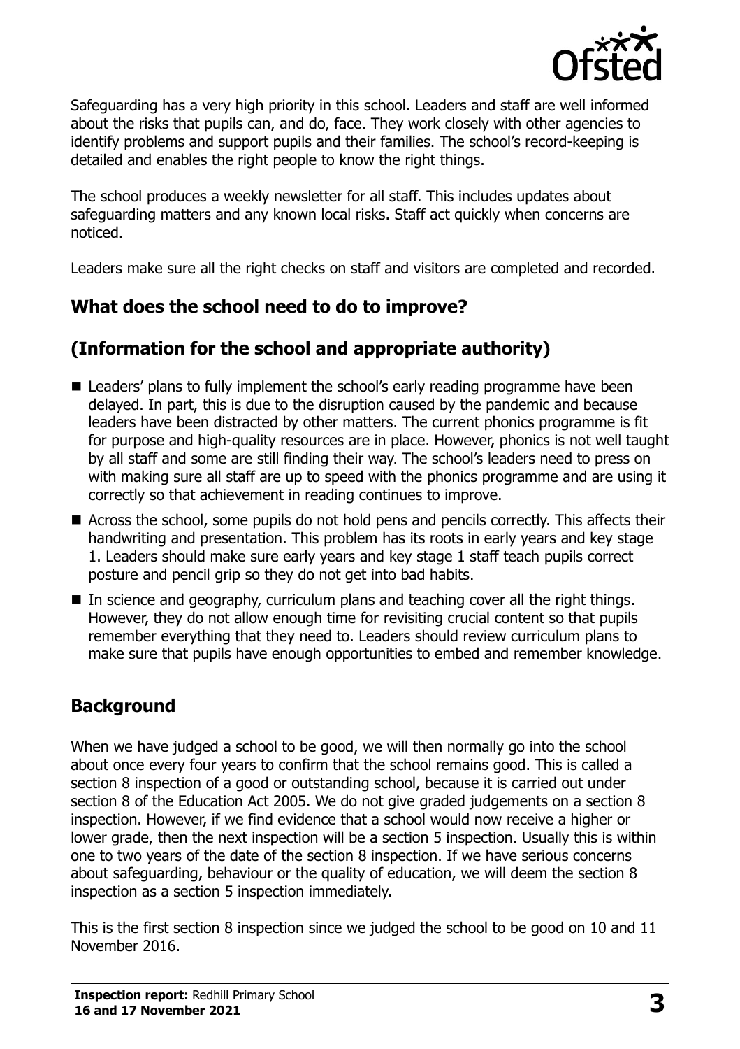Safeguarding has a very high priority in this school. Leaders and staff are well informed about the risks that pupils can, and do, face. They work closely with other agencies to identify problems and support pupils and their families. The school's record-keeping is detailed and enables the right people to know the right things.

The school produces a weekly newsletter for all staff. This includes updates about safeguarding matters and any known local risks. Staff act quickly when concerns are noticed.

Leaders make sure all the right checks on staff and visitors are completed and recorded.

## What does the school need to do to improve?

## (Information for the school and appropriate authority)

- Leaders' plans to fully implement the school's early reading programme have been delayed. In part, this is due to the disruption caused by the pandemic and because leaders have been distracted by other matters. The current phonics programme is fit for purpose and high-quality resources are in place. However, phonics is not well taught by all staff and some are still finding their way. The school's leaders need to press on with making sure all staff are up to speed with the phonics programme and are using it correctly so that achievement in reading continues to improve.
- Across the school, some pupils do not hold pens and pencils correctly. This affects their handwriting and presentation. This problem has its roots in early years and key stage 1. Leaders should make sure early years and key stage 1 staff teach pupils correct posture and pencil grip so they do not get into bad habits.
- In science and geography, curriculum plans and teaching cover all the right things. However, they do not allow enough time for revisiting crucial content so that pupils remember everything that they need to. Leaders should review curriculum plans to make sure that pupils have enough opportunities to embed and remember knowledge.

## Background

When we have judged a school to be good, we will then normally go into the school about once every four years to confirm that the school remains good. This is called a section 8 inspection of a good or outstanding school, because it is carried out under section 8 of the Education Act 2005. We do not give graded judgements on a section 8 inspection. However, if we find evidence that a school would now receive a higher or lower grade, then the next inspection will be a section 5 inspection. Usually this is within one to two years of the date of the section 8 inspection. If we have serious concerns about safeguarding, behaviour or the quality of education, we will deem the section 8 inspection as a section 5 inspection immediately.

This is the first section 8 inspection since we judged the school to be good on 10 and 11 November 2016.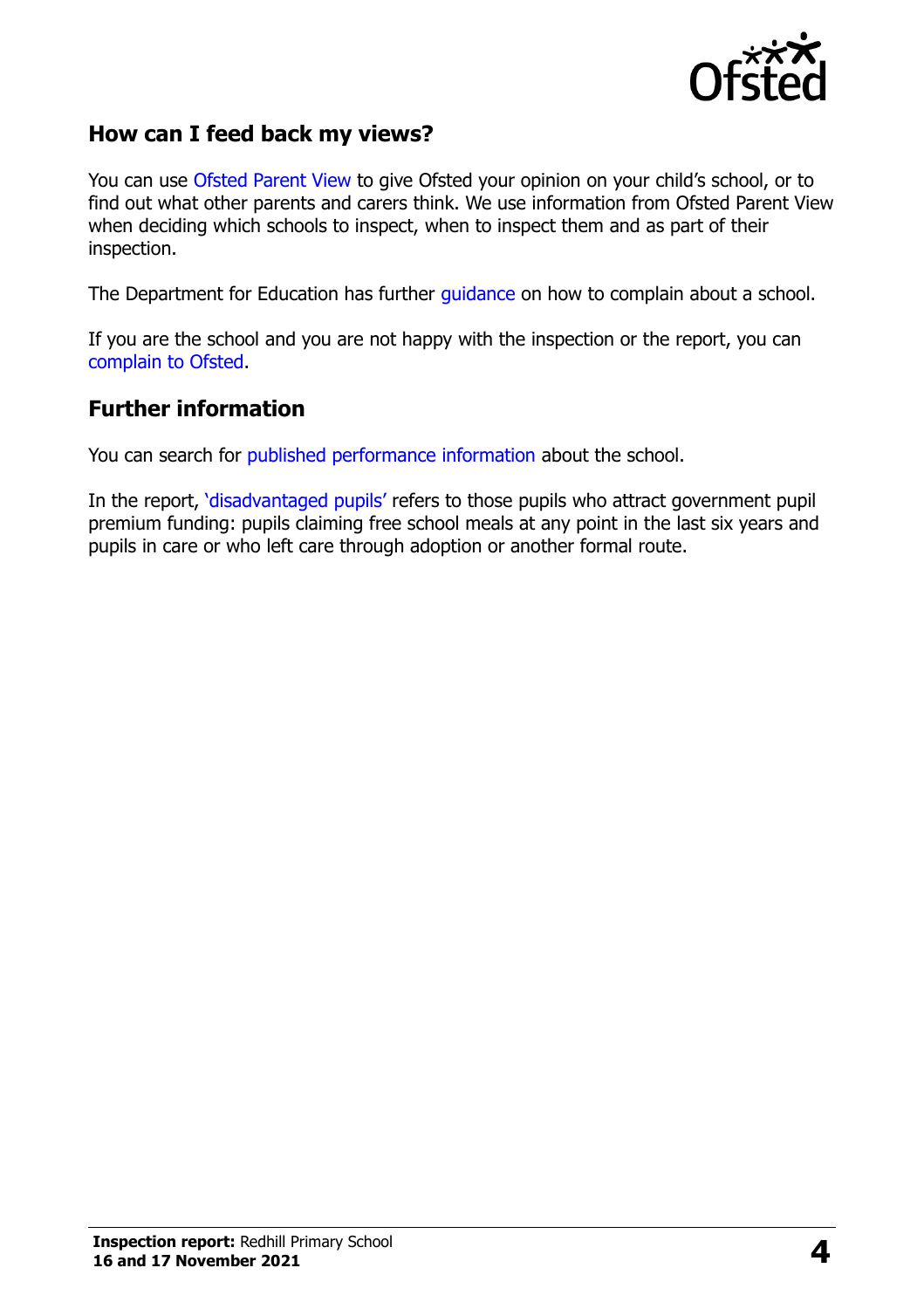## How can I feed back my views?

You can use Ofsted Parent View to give Ofsted your opinion on your child's school, or to find out what other parents and carers think. We use information from Ofsted Parent View when deciding which schools to inspect, when to inspect them and as part of their inspection.

The Department for Education has further guidance on how to complain about a school.

If you are the school and you are not happy with the inspection or the report, you can complain to Ofsted.

## Further information

You can search for published performance information about the school.

In the report, 'disadvantaged pupils' refers to those pupils who attract government pupil premium funding: pupils claiming free school meals at any point in the last six years and pupils in care or who left care through adoption or another formal route.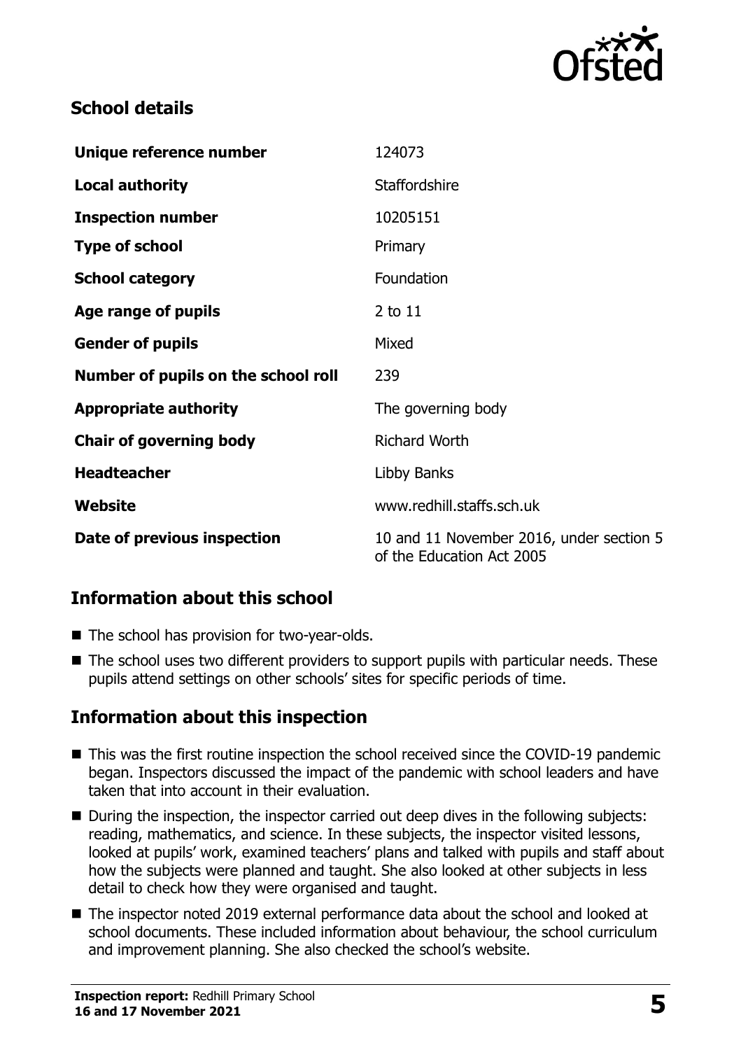## School details

| | |
|---|---|
| **Unique reference number** | 124073 |
| **Local authority** | Staffordshire |
| **Inspection number** | 10205151 |
| **Type of school** | Primary |
| **School category** | Foundation |
| **Age range of pupils** | 2 to 11 |
| **Gender of pupils** | Mixed |
| **Number of pupils on the school roll** | 239 |
| **Appropriate authority** | The governing body |
| **Chair of governing body** | Richard Worth |
| **Headteacher** | Libby Banks |
| **Website** | www.redhill.staffs.sch.uk |
| **Date of previous inspection** | 10 and 11 November 2016, under section 5 of the Education Act 2005 |

## Information about this school

- The school has provision for two-year-olds.
- The school uses two different providers to support pupils with particular needs. These pupils attend settings on other schools' sites for specific periods of time.

## Information about this inspection

- This was the first routine inspection the school received since the COVID-19 pandemic began. Inspectors discussed the impact of the pandemic with school leaders and have taken that into account in their evaluation.
- During the inspection, the inspector carried out deep dives in the following subjects: reading, mathematics, and science. In these subjects, the inspector visited lessons, looked at pupils' work, examined teachers' plans and talked with pupils and staff about how the subjects were planned and taught. She also looked at other subjects in less detail to check how they were organised and taught.
- The inspector noted 2019 external performance data about the school and looked at school documents. These included information about behaviour, the school curriculum and improvement planning. She also checked the school's website.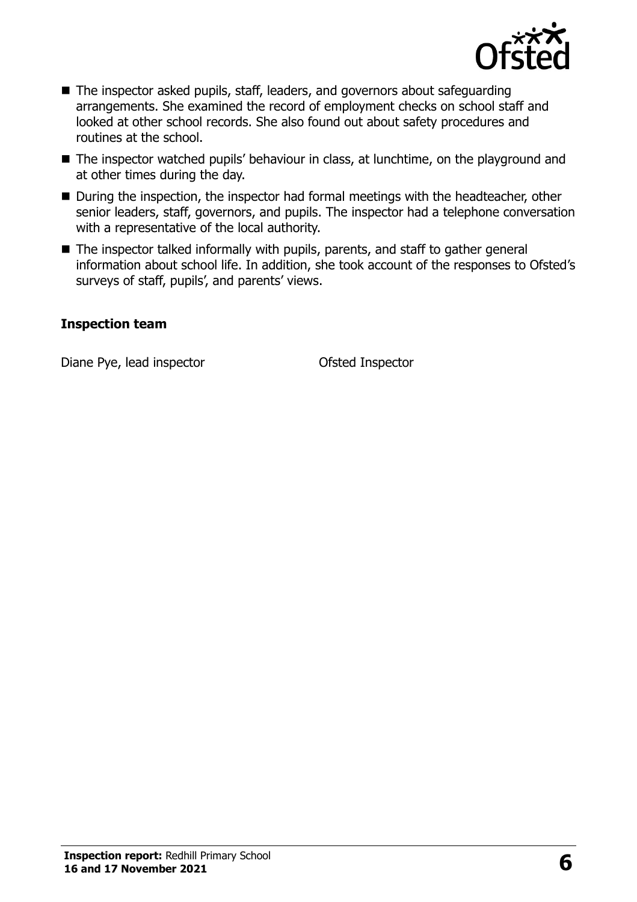- The inspector asked pupils, staff, leaders, and governors about safeguarding arrangements. She examined the record of employment checks on school staff and looked at other school records. She also found out about safety procedures and routines at the school.
- The inspector watched pupils' behaviour in class, at lunchtime, on the playground and at other times during the day.
- During the inspection, the inspector had formal meetings with the headteacher, other senior leaders, staff, governors, and pupils. The inspector had a telephone conversation with a representative of the local authority.
- The inspector talked informally with pupils, parents, and staff to gather general information about school life. In addition, she took account of the responses to Ofsted's surveys of staff, pupils', and parents' views.

### Inspection team

| | |
|---|---|
| Diane Pye, lead inspector | Ofsted Inspector |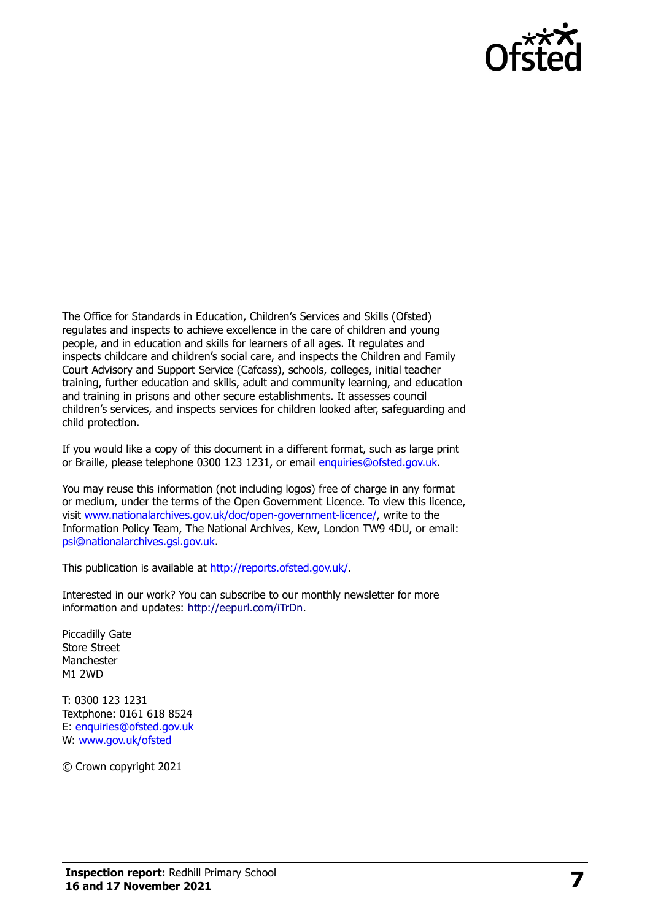The Office for Standards in Education, Children's Services and Skills (Ofsted) regulates and inspects to achieve excellence in the care of children and young people, and in education and skills for learners of all ages. It regulates and inspects childcare and children's social care, and inspects the Children and Family Court Advisory and Support Service (Cafcass), schools, colleges, initial teacher training, further education and skills, adult and community learning, and education and training in prisons and other secure establishments. It assesses council children's services, and inspects services for children looked after, safeguarding and child protection.

If you would like a copy of this document in a different format, such as large print or Braille, please telephone 0300 123 1231, or email enquiries@ofsted.gov.uk.

You may reuse this information (not including logos) free of charge in any format or medium, under the terms of the Open Government Licence. To view this licence, visit www.nationalarchives.gov.uk/doc/open-government-licence/, write to the Information Policy Team, The National Archives, Kew, London TW9 4DU, or email: psi@nationalarchives.gsi.gov.uk.

This publication is available at http://reports.ofsted.gov.uk/.

Interested in our work? You can subscribe to our monthly newsletter for more information and updates: http://eepurl.com/iTrDn.

Piccadilly Gate
Store Street
Manchester
M1 2WD

T: 0300 123 1231
Textphone: 0161 618 8524
E: enquiries@ofsted.gov.uk
W: www.gov.uk/ofsted

© Crown copyright 2021